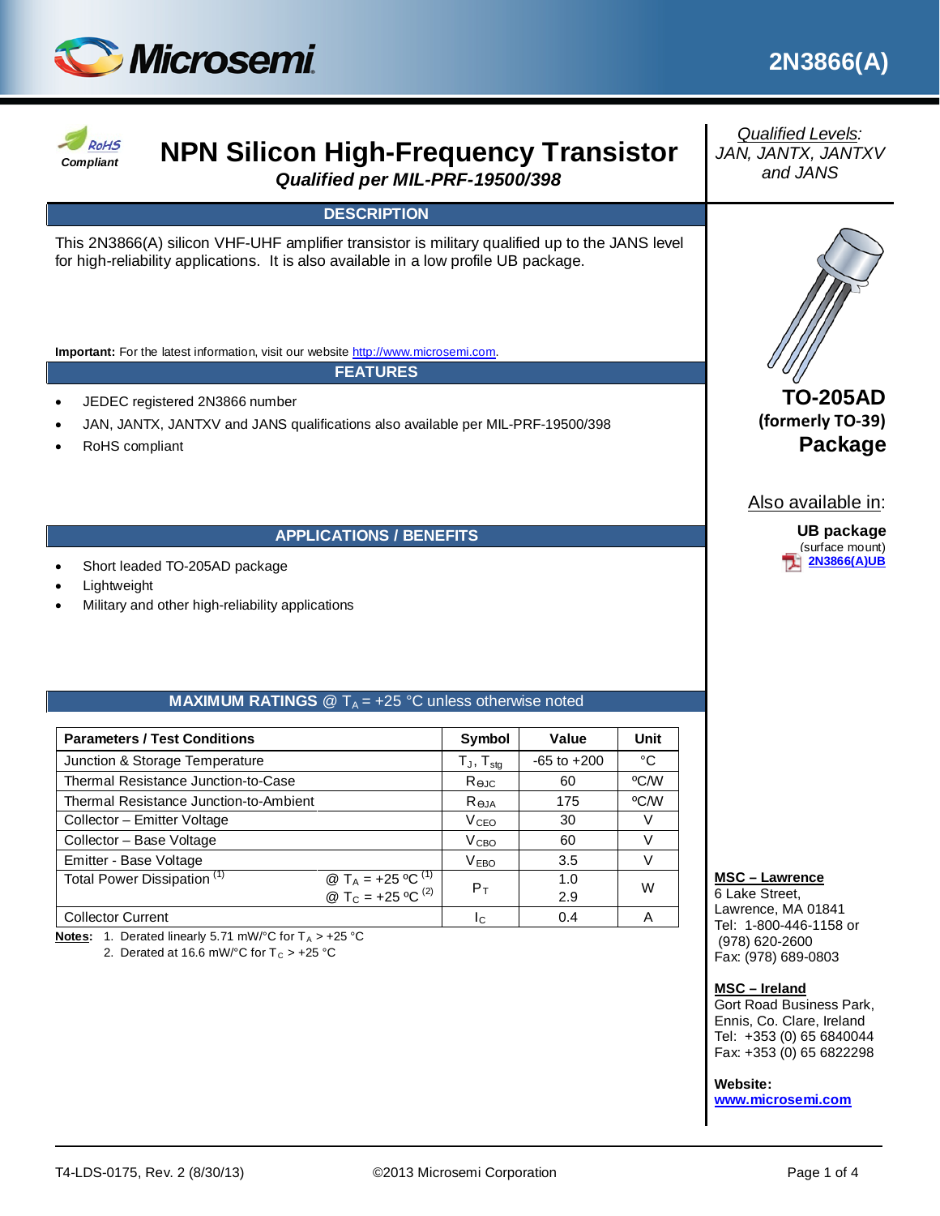# 2N3866(A)

RoHS Compliant

# NPN Silicon High-Frequency Transistor

*Qualified per MIL-PRF-19500/398*

*Qualified Levels:*
*JAN, JANTX, JANTXV and JANS*

## DESCRIPTION

This 2N3866(A) silicon VHF-UHF amplifier transistor is military qualified up to the JANS level for high-reliability applications. It is also available in a low profile UB package.

**Important:** For the latest information, visit our website http://www.microsemi.com.

**TO-205AD (formerly TO-39) Package**

Also available in:

**UB package** (surface mount)
2N3866(A)UB

## FEATURES

- JEDEC registered 2N3866 number
- JAN, JANTX, JANTXV and JANS qualifications also available per MIL-PRF-19500/398
- RoHS compliant

## APPLICATIONS / BENEFITS

- Short leaded TO-205AD package
- Lightweight
- Military and other high-reliability applications

## MAXIMUM RATINGS @ $T_A$ = +25 °C unless otherwise noted

| Parameters / Test Conditions | | Symbol | Value | Unit |
|---|---|---|---|---|
| Junction & Storage Temperature | | $T_J$, $T_{stg}$ | -65 to +200 | °C |
| Thermal Resistance Junction-to-Case | | $R_{\Theta JC}$ | 60 | ºC/W |
| Thermal Resistance Junction-to-Ambient | | $R_{\Theta JA}$ | 175 | ºC/W |
| Collector – Emitter Voltage | | $V_{CEO}$ | 30 | V |
| Collector – Base Voltage | | $V_{CBO}$ | 60 | V |
| Emitter - Base Voltage | | $V_{EBO}$ | 3.5 | V |
| Total Power Dissipation (1) | @ $T_A$ = +25 ºC (1) | $P_T$ | 1.0 | W |
| | @ $T_C$ = +25 ºC (2) | | 2.9 | |
| Collector Current | | $I_C$ | 0.4 | A |

**Notes:**
1. Derated linearly 5.71 mW/°C for $T_A$ > +25 °C
2. Derated at 16.6 mW/°C for $T_C$ > +25 °C

**MSC – Lawrence**
6 Lake Street,
Lawrence, MA 01841
Tel: 1-800-446-1158 or (978) 620-2600
Fax: (978) 689-0803

**MSC – Ireland**
Gort Road Business Park,
Ennis, Co. Clare, Ireland
Tel: +353 (0) 65 6840044
Fax: +353 (0) 65 6822298

**Website:**
www.microsemi.com

T4-LDS-0175, Rev. 2 (8/30/13) ©2013 Microsemi Corporation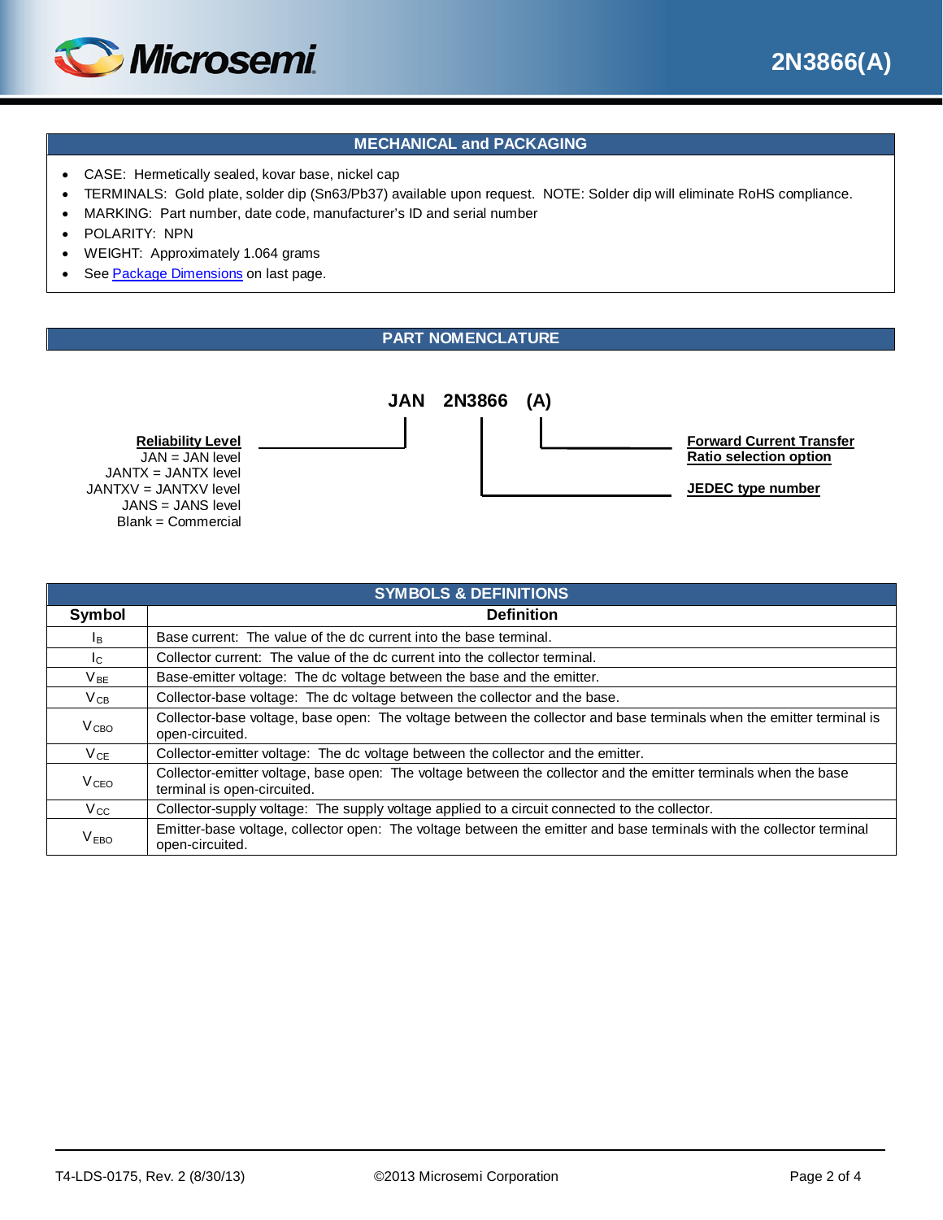## MECHANICAL and PACKAGING

- CASE: Hermetically sealed, kovar base, nickel cap
- TERMINALS: Gold plate, solder dip (Sn63/Pb37) available upon request. NOTE: Solder dip will eliminate RoHS compliance.
- MARKING: Part number, date code, manufacturer's ID and serial number
- POLARITY: NPN
- WEIGHT: Approximately 1.064 grams
- See Package Dimensions on last page.

## PART NOMENCLATURE

**JAN 2N3866 (A)**

**Reliability Level**
JAN = JAN level
JANTX = JANTX level
JANTXV = JANTXV level
JANS = JANS level
Blank = Commercial

**JEDEC type number**

**Forward Current Transfer Ratio selection option**

## SYMBOLS & DEFINITIONS

| Symbol | Definition |
|---|---|
| $I_B$ | Base current: The value of the dc current into the base terminal. |
| $I_C$ | Collector current: The value of the dc current into the collector terminal. |
| $V_{BE}$ | Base-emitter voltage: The dc voltage between the base and the emitter. |
| $V_{CB}$ | Collector-base voltage: The dc voltage between the collector and the base. |
| $V_{CBO}$ | Collector-base voltage, base open: The voltage between the collector and base terminals when the emitter terminal is open-circuited. |
| $V_{CE}$ | Collector-emitter voltage: The dc voltage between the collector and the emitter. |
| $V_{CEO}$ | Collector-emitter voltage, base open: The voltage between the collector and the emitter terminals when the base terminal is open-circuited. |
| $V_{CC}$ | Collector-supply voltage: The supply voltage applied to a circuit connected to the collector. |
| $V_{EBO}$ | Emitter-base voltage, collector open: The voltage between the emitter and base terminals with the collector terminal open-circuited. |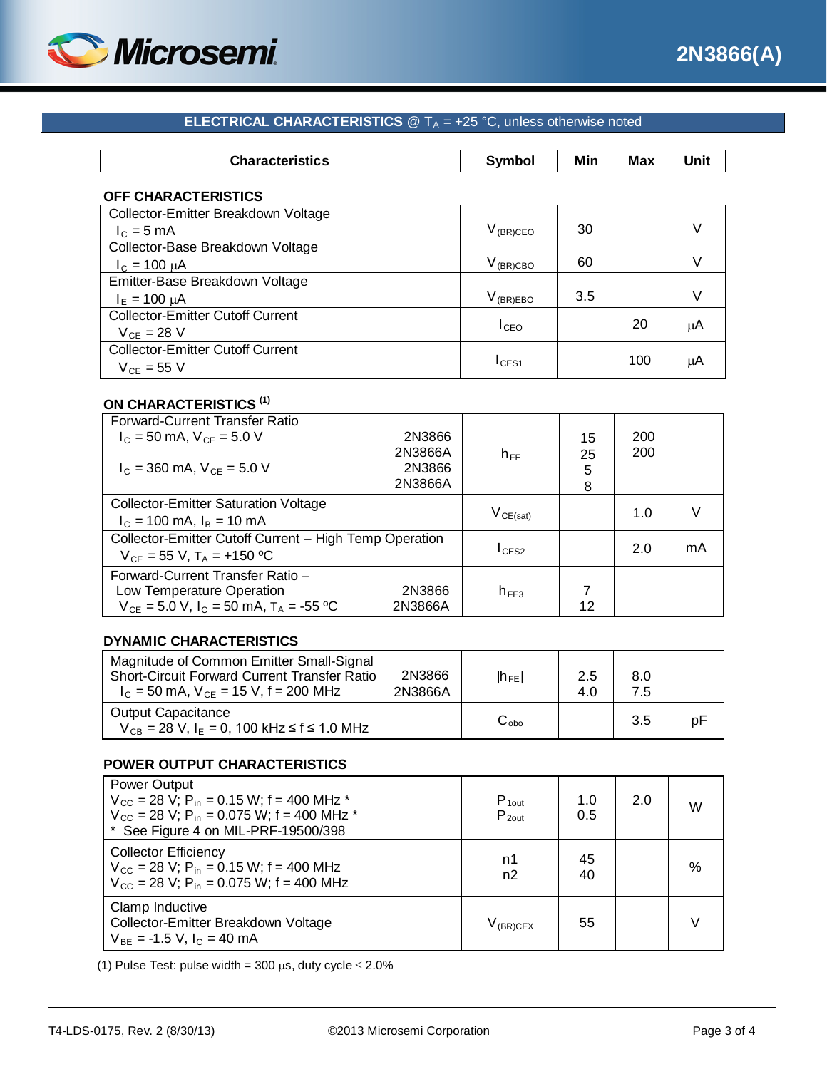## ELECTRICAL CHARACTERISTICS @ $T_A$ = +25 °C, unless otherwise noted

| Characteristics | Symbol | Min | Max | Unit |
|---|---|---|---|---|
| **OFF CHARACTERISTICS** | | | | |
| Collector-Emitter Breakdown Voltage<br>$I_C$ = 5 mA | $V_{(BR)CEO}$ | 30 | | V |
| Collector-Base Breakdown Voltage<br>$I_C$ = 100 μA | $V_{(BR)CBO}$ | 60 | | V |
| Emitter-Base Breakdown Voltage<br>$I_E$ = 100 μA | $V_{(BR)EBO}$ | 3.5 | | V |
| Collector-Emitter Cutoff Current<br>$V_{CE}$ = 28 V | $I_{CEO}$ | | 20 | μA |
| Collector-Emitter Cutoff Current<br>$V_{CE}$ = 55 V | $I_{CES1}$ | | 100 | μA |
| **ON CHARACTERISTICS** (1) | | | | |
| Forward-Current Transfer Ratio<br>$I_C$ = 50 mA, $V_{CE}$ = 5.0 V — 2N3866<br>— 2N3866A<br>$I_C$ = 360 mA, $V_{CE}$ = 5.0 V — 2N3866<br>— 2N3866A | $h_{FE}$ | 15<br>25<br>5<br>8 | 200<br>200 | |
| Collector-Emitter Saturation Voltage<br>$I_C$ = 100 mA, $I_B$ = 10 mA | $V_{CE(sat)}$ | | 1.0 | V |
| Collector-Emitter Cutoff Current – High Temp Operation<br>$V_{CE}$ = 55 V, $T_A$ = +150 ºC | $I_{CES2}$ | | 2.0 | mA |
| Forward-Current Transfer Ratio –<br>Low Temperature Operation — 2N3866<br>$V_{CE}$ = 5.0 V, $I_C$ = 50 mA, $T_A$ = -55 ºC — 2N3866A | $h_{FE3}$ | 7<br>12 | | |
| **DYNAMIC CHARACTERISTICS** | | | | |
| Magnitude of Common Emitter Small-Signal Short-Circuit Forward Current Transfer Ratio — 2N3866<br>$I_C$ = 50 mA, $V_{CE}$ = 15 V, f = 200 MHz — 2N3866A | $\|h_{FE}\|$ | 2.5<br>4.0 | 8.0<br>7.5 | |
| Output Capacitance<br>$V_{CB}$ = 28 V, $I_E$ = 0, 100 kHz ≤ f ≤ 1.0 MHz | $C_{obo}$ | | 3.5 | pF |
| **POWER OUTPUT CHARACTERISTICS** | | | | |
| Power Output<br>$V_{CC}$ = 28 V; $P_{in}$ = 0.15 W; f = 400 MHz *<br>$V_{CC}$ = 28 V; $P_{in}$ = 0.075 W; f = 400 MHz *<br>* See Figure 4 on MIL-PRF-19500/398 | $P_{1out}$<br>$P_{2out}$ | 1.0<br>0.5 | 2.0 | W |
| Collector Efficiency<br>$V_{CC}$ = 28 V; $P_{in}$ = 0.15 W; f = 400 MHz<br>$V_{CC}$ = 28 V; $P_{in}$ = 0.075 W; f = 400 MHz | n1<br>n2 | 45<br>40 | | % |
| Clamp Inductive<br>Collector-Emitter Breakdown Voltage<br>$V_{BE}$ = -1.5 V, $I_C$ = 40 mA | $V_{(BR)CEX}$ | 55 | | V |

(1) Pulse Test: pulse width = 300 μs, duty cycle ≤ 2.0%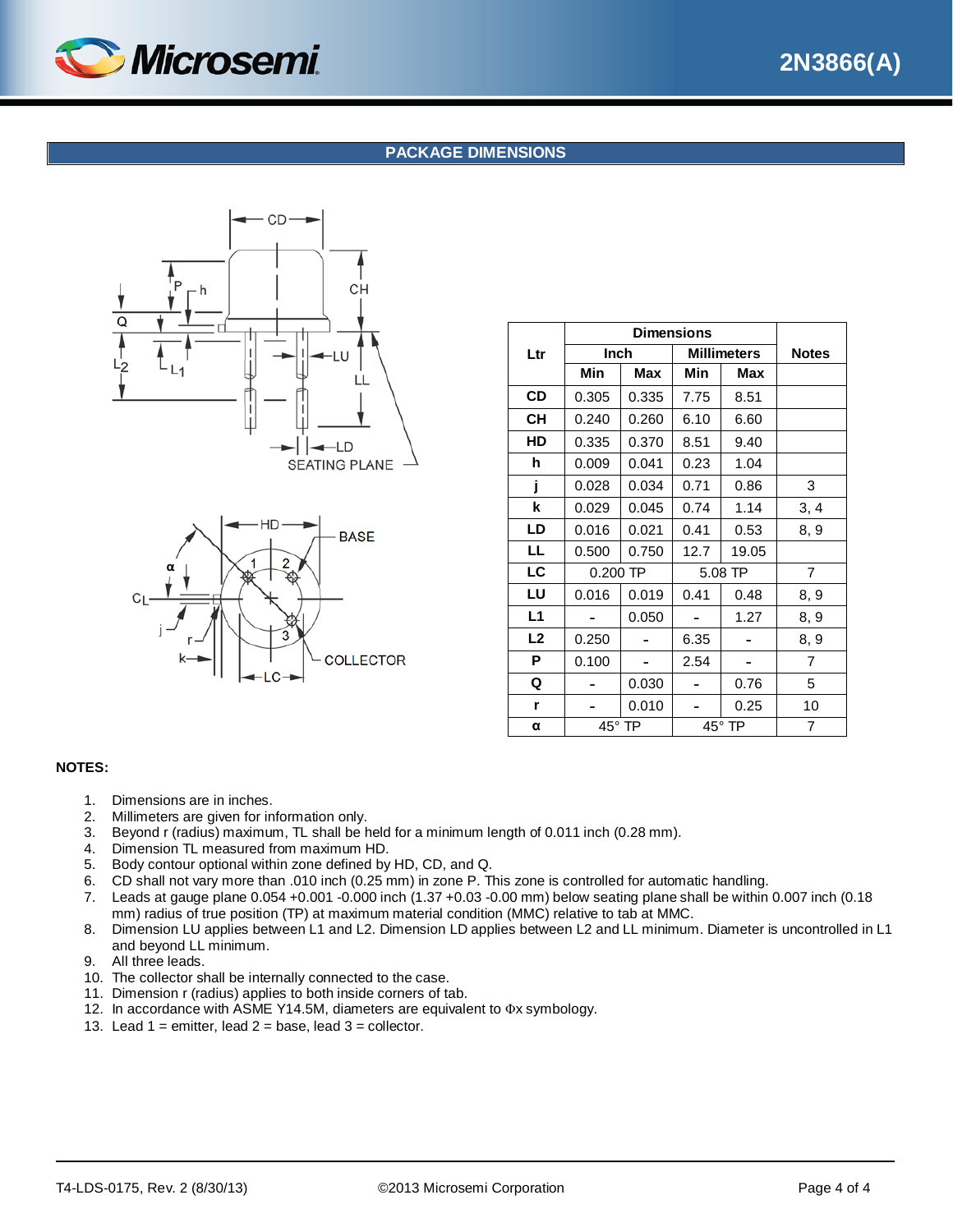## PACKAGE DIMENSIONS

CD
P
h
CH
Q
L2
L1
LU
LL
LD
SEATING PLANE
HD
BASE
α
1
2
CL
j
r
3
k
LC
COLLECTOR

| Ltr | Dimensions | | | | Notes |
|---|---|---|---|---|---|
| | Inch | | Millimeters | | |
| | Min | Max | Min | Max | |
| CD | 0.305 | 0.335 | 7.75 | 8.51 | |
| CH | 0.240 | 0.260 | 6.10 | 6.60 | |
| HD | 0.335 | 0.370 | 8.51 | 9.40 | |
| h | 0.009 | 0.041 | 0.23 | 1.04 | |
| j | 0.028 | 0.034 | 0.71 | 0.86 | 3 |
| k | 0.029 | 0.045 | 0.74 | 1.14 | 3, 4 |
| LD | 0.016 | 0.021 | 0.41 | 0.53 | 8, 9 |
| LL | 0.500 | 0.750 | 12.7 | 19.05 | |
| LC | 0.200 TP | | 5.08 TP | | 7 |
| LU | 0.016 | 0.019 | 0.41 | 0.48 | 8, 9 |
| L1 | - | 0.050 | - | 1.27 | 8, 9 |
| L2 | 0.250 | - | 6.35 | - | 8, 9 |
| P | 0.100 | - | 2.54 | - | 7 |
| Q | - | 0.030 | - | 0.76 | 5 |
| r | - | 0.010 | - | 0.25 | 10 |
| α | 45° TP | | 45° TP | | 7 |

**NOTES:**

1. Dimensions are in inches.
2. Millimeters are given for information only.
3. Beyond r (radius) maximum, TL shall be held for a minimum length of 0.011 inch (0.28 mm).
4. Dimension TL measured from maximum HD.
5. Body contour optional within zone defined by HD, CD, and Q.
6. CD shall not vary more than .010 inch (0.25 mm) in zone P. This zone is controlled for automatic handling.
7. Leads at gauge plane 0.054 +0.001 -0.000 inch (1.37 +0.03 -0.00 mm) below seating plane shall be within 0.007 inch (0.18 mm) radius of true position (TP) at maximum material condition (MMC) relative to tab at MMC.
8. Dimension LU applies between L1 and L2. Dimension LD applies between L2 and LL minimum. Diameter is uncontrolled in L1 and beyond LL minimum.
9. All three leads.
10. The collector shall be internally connected to the case.
11. Dimension r (radius) applies to both inside corners of tab.
12. In accordance with ASME Y14.5M, diameters are equivalent to Φx symbology.
13. Lead 1 = emitter, lead 2 = base, lead 3 = collector.